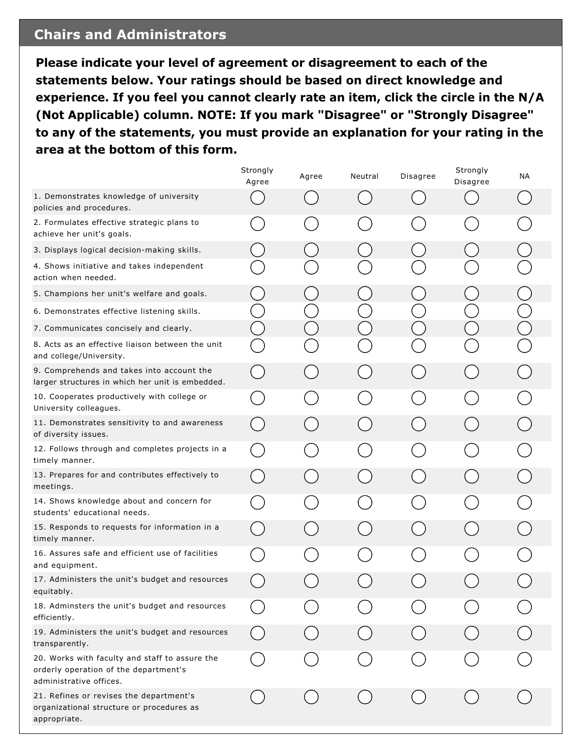## Chairs and Administrators

**Please indicate your level of agreement or disagreement to each of the statements below. Your ratings should be based on direct knowledge and experience. If you feel you cannot clearly rate an item, click the circle in the N/A (Not Applicable) column. NOTE: If you mark "Disagree" or "Strongly Disagree" to any of the statements, you must provide an explanation for your rating in the area at the bottom of this form.**

| | Strongly Agree | Agree | Neutral | Disagree | Strongly Disagree | NA |
|---|---|---|---|---|---|---|
| 1. Demonstrates knowledge of university policies and procedures. | ○ | ○ | ○ | ○ | ○ | ○ |
| 2. Formulates effective strategic plans to achieve her unit's goals. | ○ | ○ | ○ | ○ | ○ | ○ |
| 3. Displays logical decision-making skills. | ○ | ○ | ○ | ○ | ○ | ○ |
| 4. Shows initiative and takes independent action when needed. | ○ | ○ | ○ | ○ | ○ | ○ |
| 5. Champions her unit's welfare and goals. | ○ | ○ | ○ | ○ | ○ | ○ |
| 6. Demonstrates effective listening skills. | ○ | ○ | ○ | ○ | ○ | ○ |
| 7. Communicates concisely and clearly. | ○ | ○ | ○ | ○ | ○ | ○ |
| 8. Acts as an effective liaison between the unit and college/University. | ○ | ○ | ○ | ○ | ○ | ○ |
| 9. Comprehends and takes into account the larger structures in which her unit is embedded. | ○ | ○ | ○ | ○ | ○ | ○ |
| 10. Cooperates productively with college or University colleagues. | ○ | ○ | ○ | ○ | ○ | ○ |
| 11. Demonstrates sensitivity to and awareness of diversity issues. | ○ | ○ | ○ | ○ | ○ | ○ |
| 12. Follows through and completes projects in a timely manner. | ○ | ○ | ○ | ○ | ○ | ○ |
| 13. Prepares for and contributes effectively to meetings. | ○ | ○ | ○ | ○ | ○ | ○ |
| 14. Shows knowledge about and concern for students' educational needs. | ○ | ○ | ○ | ○ | ○ | ○ |
| 15. Responds to requests for information in a timely manner. | ○ | ○ | ○ | ○ | ○ | ○ |
| 16. Assures safe and efficient use of facilities and equipment. | ○ | ○ | ○ | ○ | ○ | ○ |
| 17. Administers the unit's budget and resources equitably. | ○ | ○ | ○ | ○ | ○ | ○ |
| 18. Adminsters the unit's budget and resources efficiently. | ○ | ○ | ○ | ○ | ○ | ○ |
| 19. Administers the unit's budget and resources transparently. | ○ | ○ | ○ | ○ | ○ | ○ |
| 20. Works with faculty and staff to assure the orderly operation of the department's administrative offices. | ○ | ○ | ○ | ○ | ○ | ○ |
| 21. Refines or revises the department's organizational structure or procedures as appropriate. | ○ | ○ | ○ | ○ | ○ | ○ |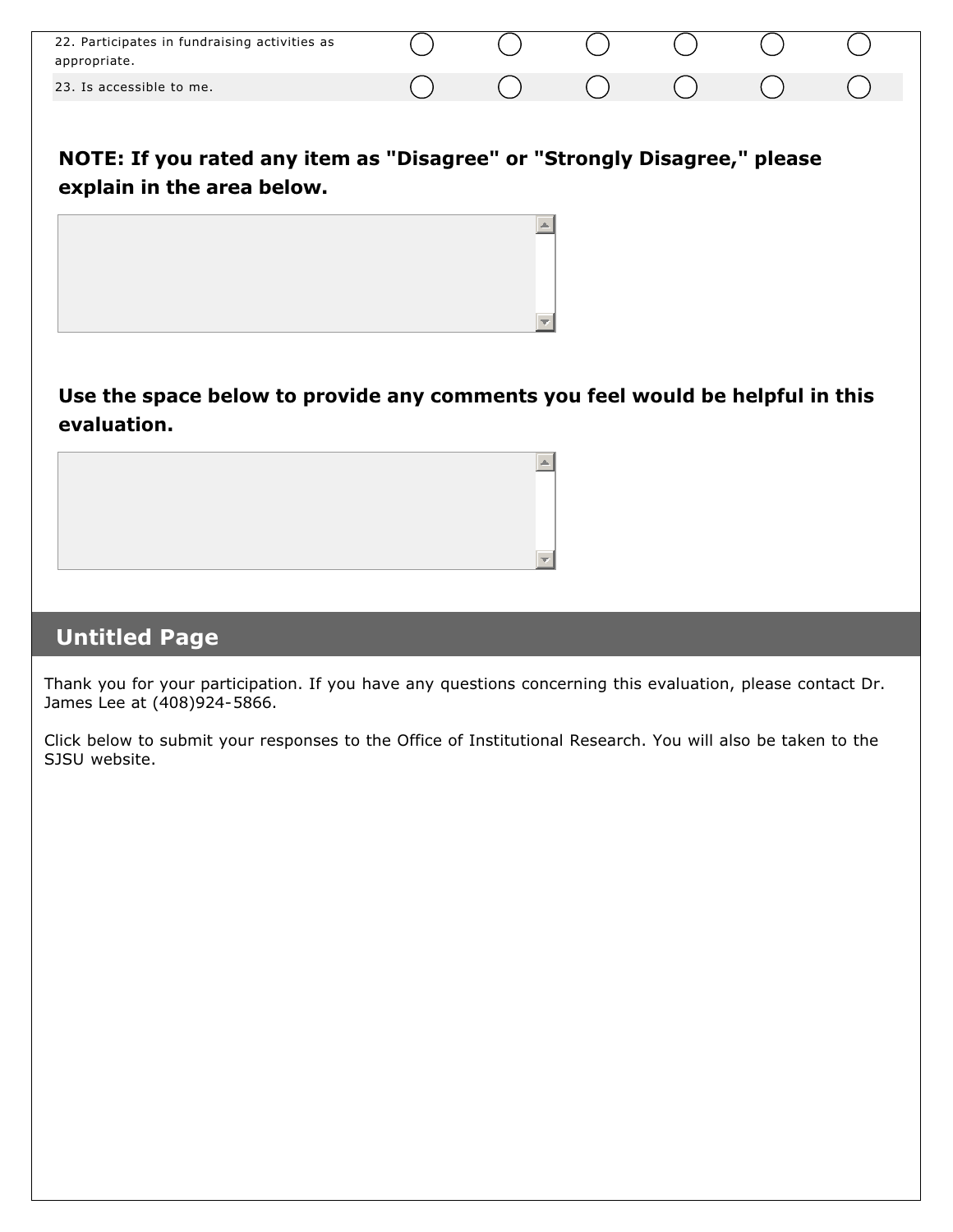| | | | | | | |
|---|---|---|---|---|---|---|
| 22. Participates in fundraising activities as appropriate. | ◯ | ◯ | ◯ | ◯ | ◯ | ◯ |
| 23. Is accessible to me. | ◯ | ◯ | ◯ | ◯ | ◯ | ◯ |

**NOTE: If you rated any item as "Disagree" or "Strongly Disagree," please explain in the area below.**

**Use the space below to provide any comments you feel would be helpful in this evaluation.**

## Untitled Page

Thank you for your participation. If you have any questions concerning this evaluation, please contact Dr. James Lee at (408)924-5866.

Click below to submit your responses to the Office of Institutional Research. You will also be taken to the SJSU website.